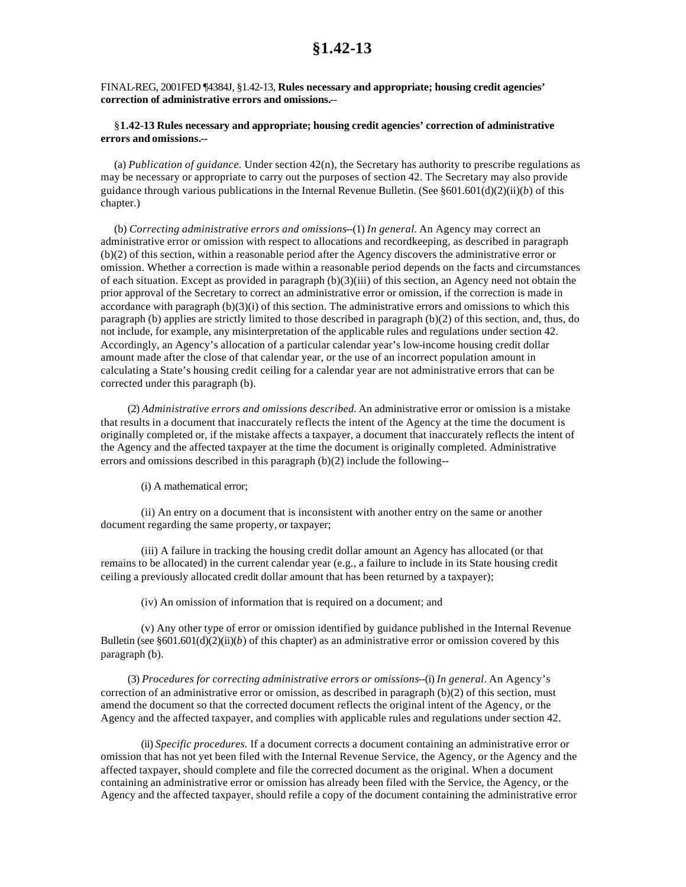# §1.42-13

FINAL-REG, 2001FED ¶4384J, §1.42-13, **Rules necessary and appropriate; housing credit agencies' correction of administrative errors and omissions.--**

§**1.42-13 Rules necessary and appropriate; housing credit agencies' correction of administrative errors and omissions.--**

(a) *Publication of guidance*. Under section 42(n), the Secretary has authority to prescribe regulations as may be necessary or appropriate to carry out the purposes of section 42. The Secretary may also provide guidance through various publications in the Internal Revenue Bulletin. (See §601.601(d)(2)(ii)(*b*) of this chapter.)

(b) *Correcting administrative errors and omissions*--(1) *In general*. An Agency may correct an administrative error or omission with respect to allocations and recordkeeping, as described in paragraph (b)(2) of this section, within a reasonable period after the Agency discovers the administrative error or omission. Whether a correction is made within a reasonable period depends on the facts and circumstances of each situation. Except as provided in paragraph (b)(3)(iii) of this section, an Agency need not obtain the prior approval of the Secretary to correct an administrative error or omission, if the correction is made in accordance with paragraph (b)(3)(i) of this section. The administrative errors and omissions to which this paragraph (b) applies are strictly limited to those described in paragraph (b)(2) of this section, and, thus, do not include, for example, any misinterpretation of the applicable rules and regulations under section 42. Accordingly, an Agency's allocation of a particular calendar year's low-income housing credit dollar amount made after the close of that calendar year, or the use of an incorrect population amount in calculating a State's housing credit ceiling for a calendar year are not administrative errors that can be corrected under this paragraph (b).

(2) *Administrative errors and omissions described*. An administrative error or omission is a mistake that results in a document that inaccurately reflects the intent of the Agency at the time the document is originally completed or, if the mistake affects a taxpayer, a document that inaccurately reflects the intent of the Agency and the affected taxpayer at the time the document is originally completed. Administrative errors and omissions described in this paragraph (b)(2) include the following--

(i) A mathematical error;

(ii) An entry on a document that is inconsistent with another entry on the same or another document regarding the same property, or taxpayer;

(iii) A failure in tracking the housing credit dollar amount an Agency has allocated (or that remains to be allocated) in the current calendar year (e.g., a failure to include in its State housing credit ceiling a previously allocated credit dollar amount that has been returned by a taxpayer);

(iv) An omission of information that is required on a document; and

(v) Any other type of error or omission identified by guidance published in the Internal Revenue Bulletin (see §601.601(d)(2)(ii)(*b*) of this chapter) as an administrative error or omission covered by this paragraph (b).

(3) *Procedures for correcting administrative errors or omissions*--(i) *In general*. An Agency's correction of an administrative error or omission, as described in paragraph (b)(2) of this section, must amend the document so that the corrected document reflects the original intent of the Agency, or the Agency and the affected taxpayer, and complies with applicable rules and regulations under section 42.

(ii) *Specific procedures*. If a document corrects a document containing an administrative error or omission that has not yet been filed with the Internal Revenue Service, the Agency, or the Agency and the affected taxpayer, should complete and file the corrected document as the original. When a document containing an administrative error or omission has already been filed with the Service, the Agency, or the Agency and the affected taxpayer, should refile a copy of the document containing the administrative error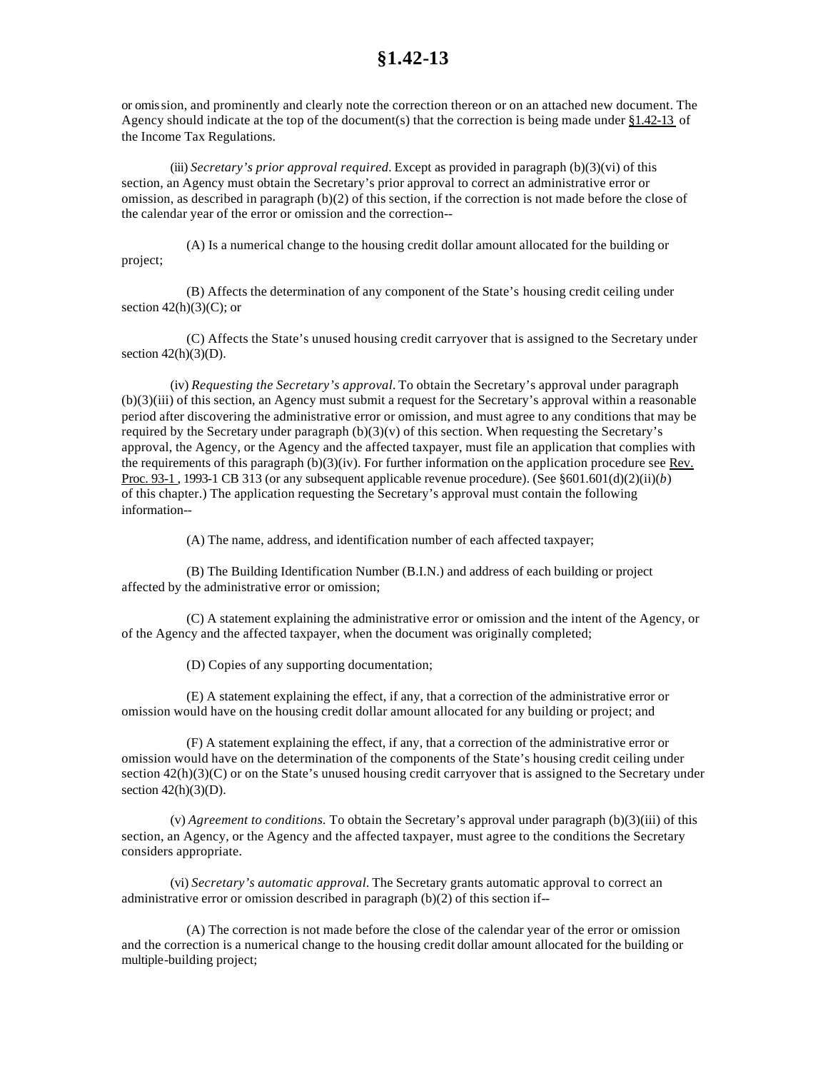or omission, and prominently and clearly note the correction thereon or on an attached new document. The Agency should indicate at the top of the document(s) that the correction is being made under §1.42-13 of the Income Tax Regulations.

(iii) *Secretary's prior approval required*. Except as provided in paragraph (b)(3)(vi) of this section, an Agency must obtain the Secretary's prior approval to correct an administrative error or omission, as described in paragraph (b)(2) of this section, if the correction is not made before the close of the calendar year of the error or omission and the correction--

(A) Is a numerical change to the housing credit dollar amount allocated for the building or project;

(B) Affects the determination of any component of the State's housing credit ceiling under section 42(h)(3)(C); or

(C) Affects the State's unused housing credit carryover that is assigned to the Secretary under section 42(h)(3)(D).

(iv) *Requesting the Secretary's approval.* To obtain the Secretary's approval under paragraph (b)(3)(iii) of this section, an Agency must submit a request for the Secretary's approval within a reasonable period after discovering the administrative error or omission, and must agree to any conditions that may be required by the Secretary under paragraph (b)(3)(v) of this section. When requesting the Secretary's approval, the Agency, or the Agency and the affected taxpayer, must file an application that complies with the requirements of this paragraph (b)(3)(iv). For further information on the application procedure see Rev. Proc. 93-1, 1993-1 CB 313 (or any subsequent applicable revenue procedure). (See §601.601(d)(2)(ii)(*b*) of this chapter.) The application requesting the Secretary's approval must contain the following information--

(A) The name, address, and identification number of each affected taxpayer;

(B) The Building Identification Number (B.I.N.) and address of each building or project affected by the administrative error or omission;

(C) A statement explaining the administrative error or omission and the intent of the Agency, or of the Agency and the affected taxpayer, when the document was originally completed;

(D) Copies of any supporting documentation;

(E) A statement explaining the effect, if any, that a correction of the administrative error or omission would have on the housing credit dollar amount allocated for any building or project; and

(F) A statement explaining the effect, if any, that a correction of the administrative error or omission would have on the determination of the components of the State's housing credit ceiling under section 42(h)(3)(C) or on the State's unused housing credit carryover that is assigned to the Secretary under section 42(h)(3)(D).

(v) *Agreement to conditions.* To obtain the Secretary's approval under paragraph (b)(3)(iii) of this section, an Agency, or the Agency and the affected taxpayer, must agree to the conditions the Secretary considers appropriate.

(vi) *Secretary's automatic approval.* The Secretary grants automatic approval to correct an administrative error or omission described in paragraph (b)(2) of this section if--

(A) The correction is not made before the close of the calendar year of the error or omission and the correction is a numerical change to the housing credit dollar amount allocated for the building or multiple-building project;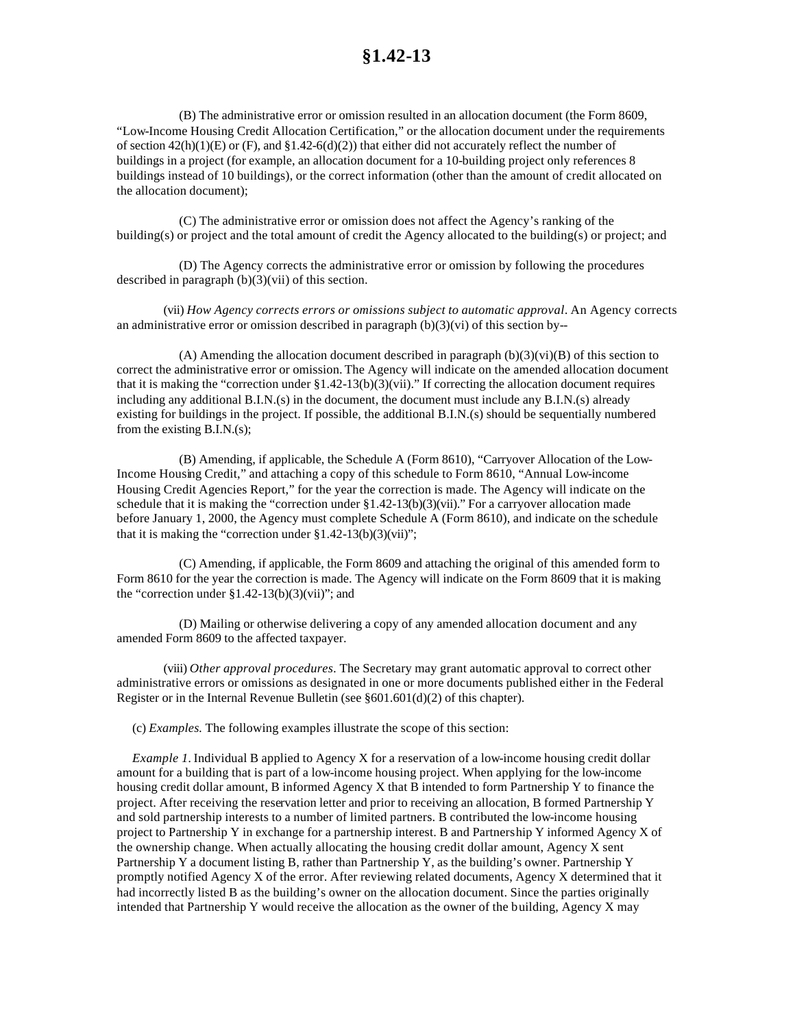(B) The administrative error or omission resulted in an allocation document (the Form 8609, "Low-Income Housing Credit Allocation Certification," or the allocation document under the requirements of section 42(h)(1)(E) or (F), and §1.42-6(d)(2)) that either did not accurately reflect the number of buildings in a project (for example, an allocation document for a 10-building project only references 8 buildings instead of 10 buildings), or the correct information (other than the amount of credit allocated on the allocation document);

(C) The administrative error or omission does not affect the Agency's ranking of the building(s) or project and the total amount of credit the Agency allocated to the building(s) or project; and

(D) The Agency corrects the administrative error or omission by following the procedures described in paragraph (b)(3)(vii) of this section.

(vii) *How Agency corrects errors or omissions subject to automatic approval*. An Agency corrects an administrative error or omission described in paragraph (b)(3)(vi) of this section by--

(A) Amending the allocation document described in paragraph (b)(3)(vi)(B) of this section to correct the administrative error or omission. The Agency will indicate on the amended allocation document that it is making the "correction under §1.42-13(b)(3)(vii)." If correcting the allocation document requires including any additional B.I.N.(s) in the document, the document must include any B.I.N.(s) already existing for buildings in the project. If possible, the additional B.I.N.(s) should be sequentially numbered from the existing B.I.N.(s);

(B) Amending, if applicable, the Schedule A (Form 8610), "Carryover Allocation of the Low-Income Housing Credit," and attaching a copy of this schedule to Form 8610, "Annual Low-income Housing Credit Agencies Report," for the year the correction is made. The Agency will indicate on the schedule that it is making the "correction under §1.42-13(b)(3)(vii)." For a carryover allocation made before January 1, 2000, the Agency must complete Schedule A (Form 8610), and indicate on the schedule that it is making the "correction under §1.42-13(b)(3)(vii)";

(C) Amending, if applicable, the Form 8609 and attaching the original of this amended form to Form 8610 for the year the correction is made. The Agency will indicate on the Form 8609 that it is making the "correction under §1.42-13(b)(3)(vii)"; and

(D) Mailing or otherwise delivering a copy of any amended allocation document and any amended Form 8609 to the affected taxpayer.

(viii) *Other approval procedures*. The Secretary may grant automatic approval to correct other administrative errors or omissions as designated in one or more documents published either in the Federal Register or in the Internal Revenue Bulletin (see §601.601(d)(2) of this chapter).

(c) *Examples.* The following examples illustrate the scope of this section:

*Example 1.* Individual B applied to Agency X for a reservation of a low-income housing credit dollar amount for a building that is part of a low-income housing project. When applying for the low-income housing credit dollar amount, B informed Agency X that B intended to form Partnership Y to finance the project. After receiving the reservation letter and prior to receiving an allocation, B formed Partnership Y and sold partnership interests to a number of limited partners. B contributed the low-income housing project to Partnership Y in exchange for a partnership interest. B and Partnership Y informed Agency X of the ownership change. When actually allocating the housing credit dollar amount, Agency X sent Partnership Y a document listing B, rather than Partnership Y, as the building's owner. Partnership Y promptly notified Agency X of the error. After reviewing related documents, Agency X determined that it had incorrectly listed B as the building's owner on the allocation document. Since the parties originally intended that Partnership Y would receive the allocation as the owner of the building, Agency X may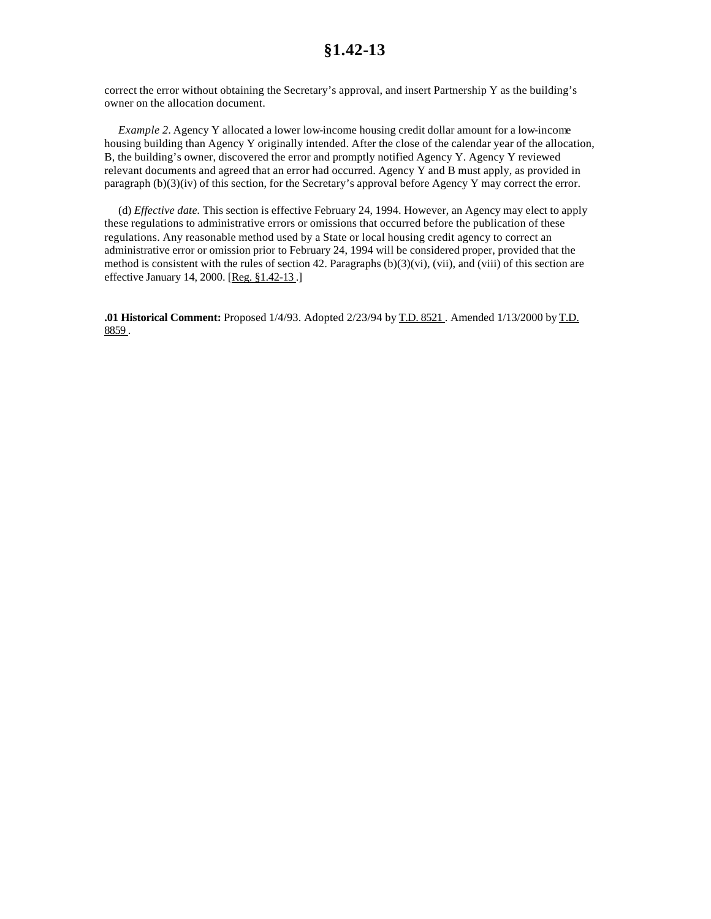correct the error without obtaining the Secretary's approval, and insert Partnership Y as the building's owner on the allocation document.

*Example 2*. Agency Y allocated a lower low-income housing credit dollar amount for a low-income housing building than Agency Y originally intended. After the close of the calendar year of the allocation, B, the building's owner, discovered the error and promptly notified Agency Y. Agency Y reviewed relevant documents and agreed that an error had occurred. Agency Y and B must apply, as provided in paragraph (b)(3)(iv) of this section, for the Secretary's approval before Agency Y may correct the error.

(d) *Effective date.* This section is effective February 24, 1994. However, an Agency may elect to apply these regulations to administrative errors or omissions that occurred before the publication of these regulations. Any reasonable method used by a State or local housing credit agency to correct an administrative error or omission prior to February 24, 1994 will be considered proper, provided that the method is consistent with the rules of section 42. Paragraphs (b)(3)(vi), (vii), and (viii) of this section are effective January 14, 2000. [Reg. §1.42-13.]

**.01 Historical Comment:** Proposed 1/4/93. Adopted 2/23/94 by T.D. 8521. Amended 1/13/2000 by T.D. 8859.